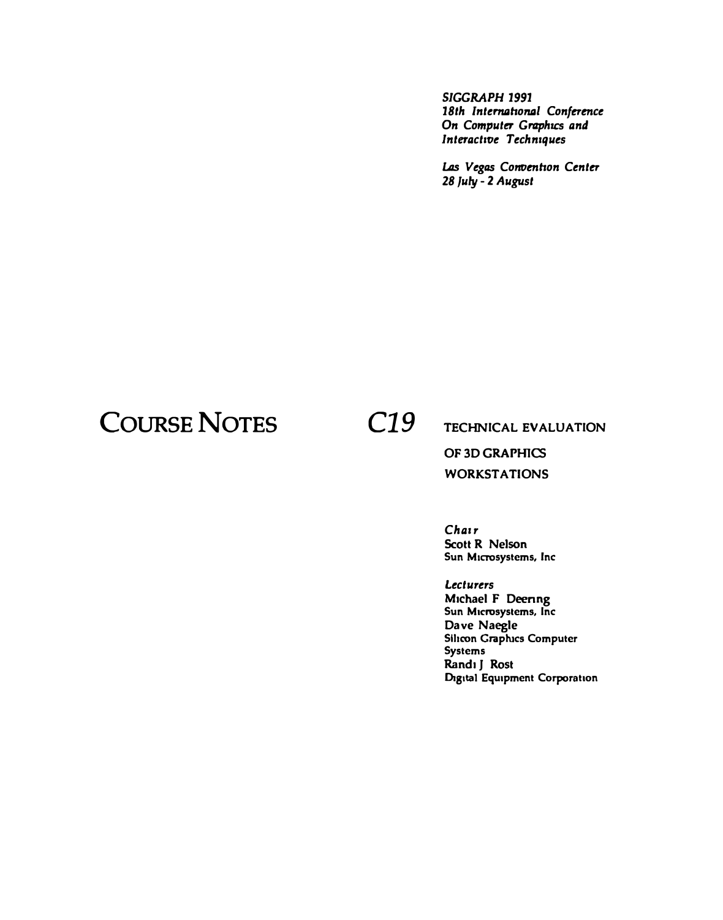*SIGGRAPH 1991*
*18th International Conference*
*On Computer Graphics and*
*Interactive Techniques*

*Las Vegas Convention Center*
*28 July - 2 August*

# COURSE NOTES *C19* TECHNICAL EVALUATION OF 3D GRAPHICS WORKSTATIONS

*Chair*
Scott R Nelson
Sun Microsystems, Inc

*Lecturers*
Michael F Deering
Sun Microsystems, Inc
Dave Naegle
Silicon Graphics Computer Systems
Randi J Rost
Digital Equipment Corporation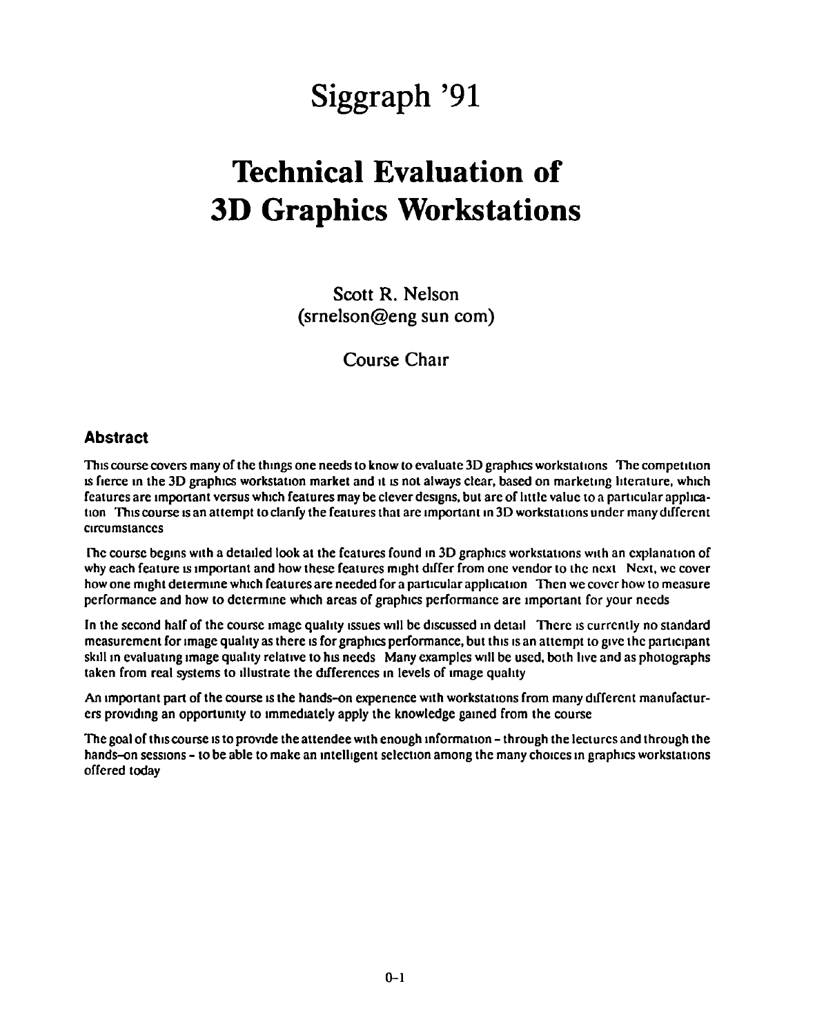# Siggraph '91

# Technical Evaluation of 3D Graphics Workstations

Scott R. Nelson
(srnelson@eng sun com)

Course Chair

### Abstract

This course covers many of the things one needs to know to evaluate 3D graphics workstations The competition is fierce in the 3D graphics workstation market and it is not always clear, based on marketing literature, which features are important versus which features may be clever designs, but are of little value to a particular application This course is an attempt to clarify the features that are important in 3D workstations under many different circumstances

The course begins with a detailed look at the features found in 3D graphics workstations with an explanation of why each feature is important and how these features might differ from one vendor to the next Next, we cover how one might determine which features are needed for a particular application Then we cover how to measure performance and how to determine which areas of graphics performance are important for your needs

In the second half of the course image quality issues will be discussed in detail There is currently no standard measurement for image quality as there is for graphics performance, but this is an attempt to give the participant skill in evaluating image quality relative to his needs Many examples will be used, both live and as photographs taken from real systems to illustrate the differences in levels of image quality

An important part of the course is the hands-on experience with workstations from many different manufacturers providing an opportunity to immediately apply the knowledge gained from the course

The goal of this course is to provide the attendee with enough information – through the lectures and through the hands-on sessions – to be able to make an intelligent selection among the many choices in graphics workstations offered today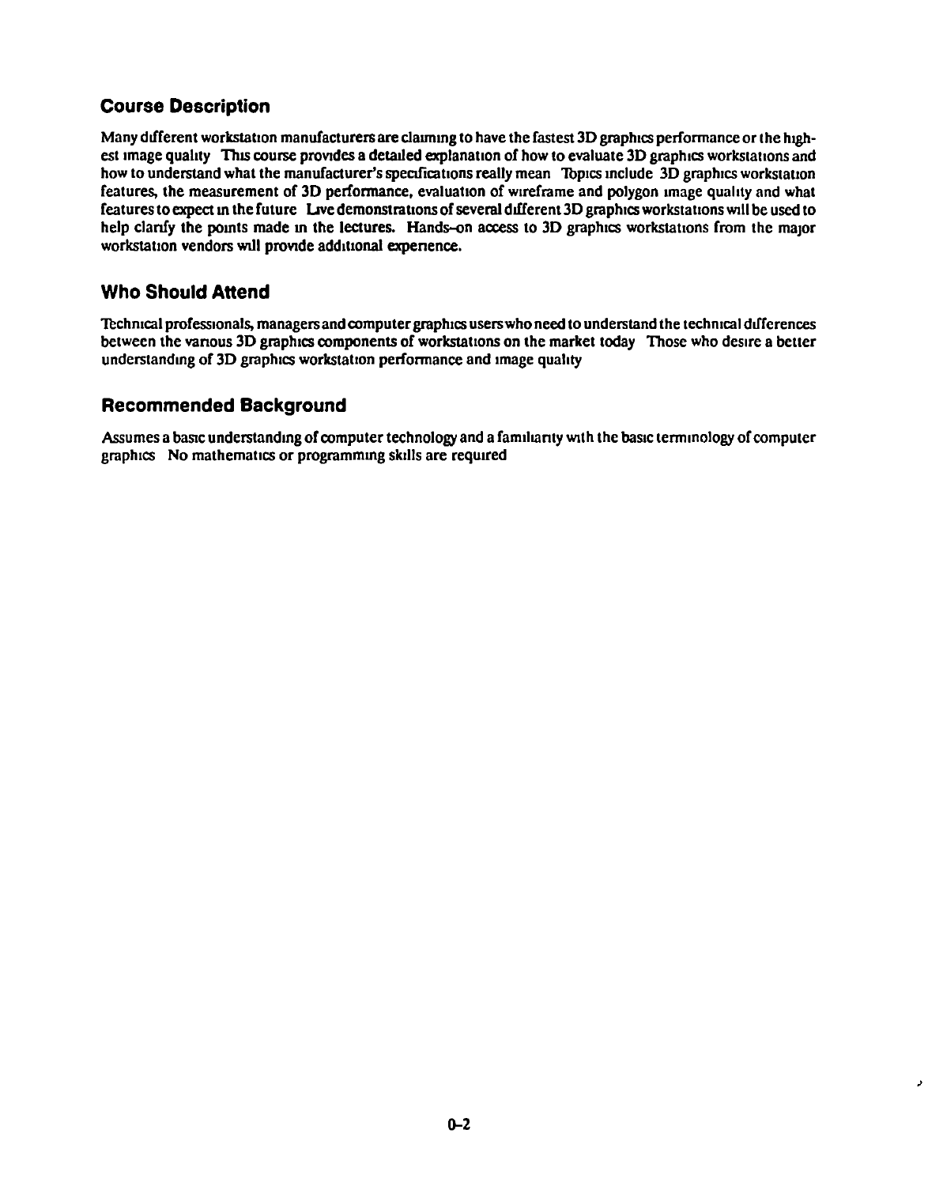## Course Description

Many different workstation manufacturers are claiming to have the fastest 3D graphics performance or the highest image quality This course provides a detailed explanation of how to evaluate 3D graphics workstations and how to understand what the manufacturer's specifications really mean Topics include 3D graphics workstation features, the measurement of 3D performance, evaluation of wireframe and polygon image quality and what features to expect in the future Live demonstrations of several different 3D graphics workstations will be used to help clarify the points made in the lectures. Hands-on access to 3D graphics workstations from the major workstation vendors will provide additional experience.

## Who Should Attend

Technical professionals, managers and computer graphics users who need to understand the technical differences between the various 3D graphics components of workstations on the market today Those who desire a better understanding of 3D graphics workstation performance and image quality

## Recommended Background

Assumes a basic understanding of computer technology and a familiarity with the basic terminology of computer graphics No mathematics or programming skills are required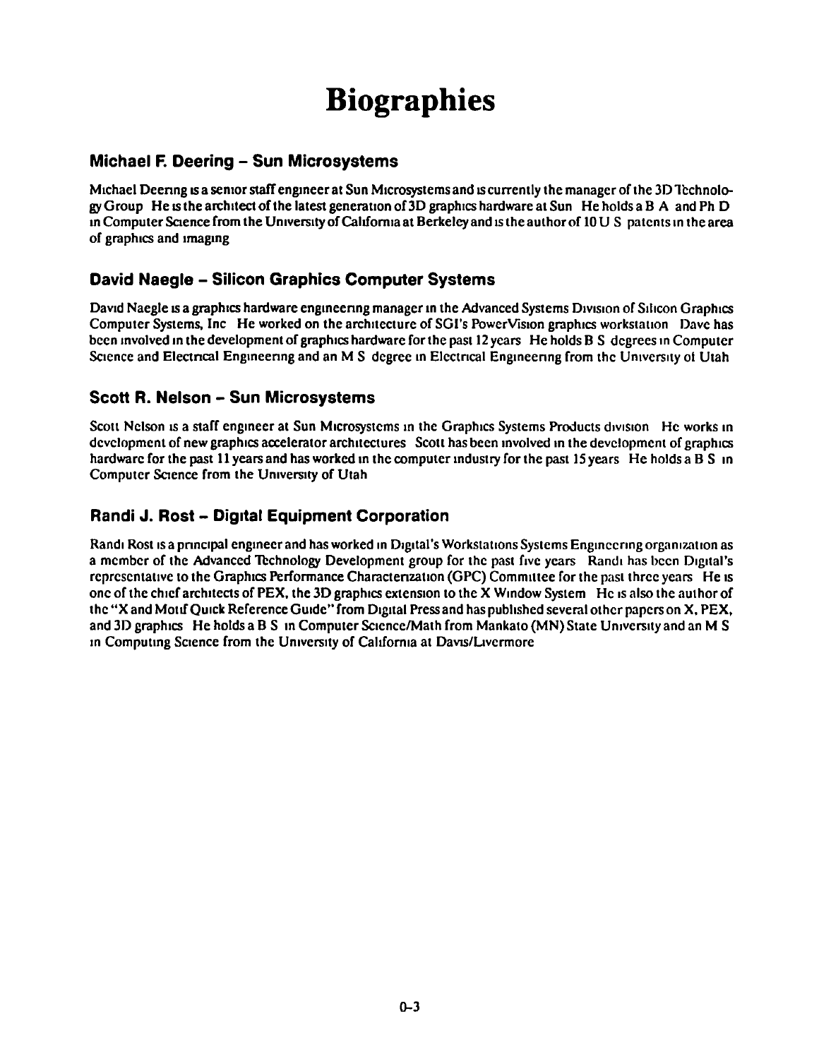# Biographies

## Michael F. Deering – Sun Microsystems

Michael Deering is a senior staff engineer at Sun Microsystems and is currently the manager of the 3D Technology Group He is the architect of the latest generation of 3D graphics hardware at Sun He holds a B A and Ph D in Computer Science from the University of California at Berkeley and is the author of 10 U S patents in the area of graphics and imaging

## David Naegle – Silicon Graphics Computer Systems

David Naegle is a graphics hardware engineering manager in the Advanced Systems Division of Silicon Graphics Computer Systems, Inc He worked on the architecture of SGI's PowerVision graphics workstation Dave has been involved in the development of graphics hardware for the past 12 years He holds B S degrees in Computer Science and Electrical Engineering and an M S degree in Electrical Engineering from the University of Utah

## Scott R. Nelson – Sun Microsystems

Scott Nelson is a staff engineer at Sun Microsystems in the Graphics Systems Products division He works in development of new graphics accelerator architectures Scott has been involved in the development of graphics hardware for the past 11 years and has worked in the computer industry for the past 15 years He holds a B S in Computer Science from the University of Utah

## Randi J. Rost – Digital Equipment Corporation

Randi Rost is a principal engineer and has worked in Digital's Workstations Systems Engineering organization as a member of the Advanced Technology Development group for the past five years Randi has been Digital's representative to the Graphics Performance Characterization (GPC) Committee for the past three years He is one of the chief architects of PEX, the 3D graphics extension to the X Window System He is also the author of the "X and Motif Quick Reference Guide" from Digital Press and has published several other papers on X, PEX, and 3D graphics He holds a B S in Computer Science/Math from Mankato (MN) State University and an M S in Computing Science from the University of California at Davis/Livermore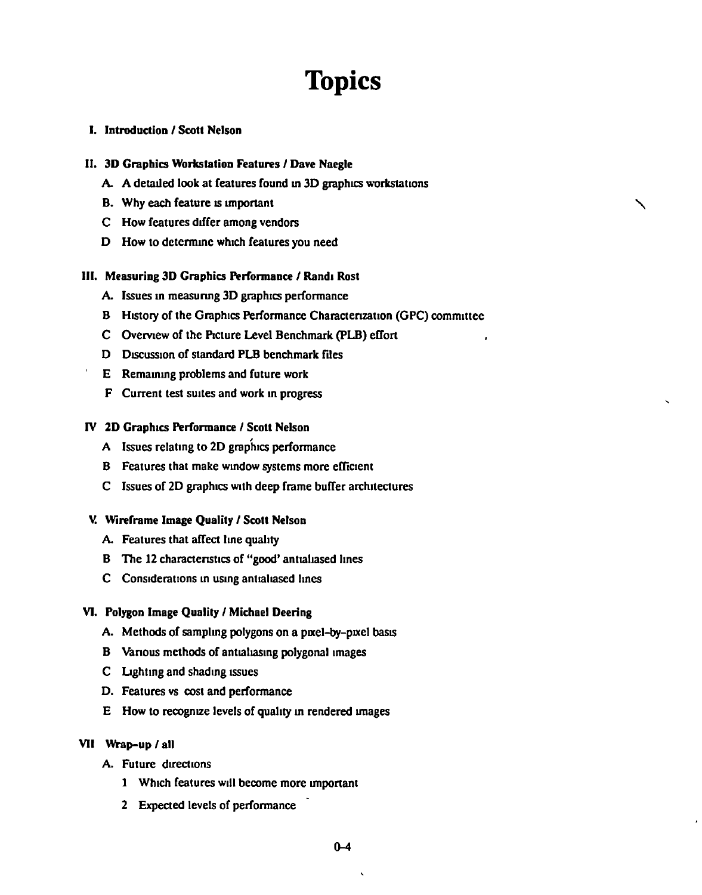# Topics

**I. Introduction / Scott Nelson**

**II. 3D Graphics Workstation Features / Dave Naegle**

- A. A detailed look at features found in 3D graphics workstations
- B. Why each feature is important
- C. How features differ among vendors
- D. How to determine which features you need

**III. Measuring 3D Graphics Performance / Randi Rost**

- A. Issues in measuring 3D graphics performance
- B. History of the Graphics Performance Characterization (GPC) committee
- C. Overview of the Picture Level Benchmark (PLB) effort
- D. Discussion of standard PLB benchmark files
- E. Remaining problems and future work
- F. Current test suites and work in progress

**IV. 2D Graphics Performance / Scott Nelson**

- A. Issues relating to 2D graphics performance
- B. Features that make window systems more efficient
- C. Issues of 2D graphics with deep frame buffer architectures

**V. Wireframe Image Quality / Scott Nelson**

- A. Features that affect line quality
- B. The 12 characteristics of "good" antialiased lines
- C. Considerations in using antialiased lines

**VI. Polygon Image Quality / Michael Deering**

- A. Methods of sampling polygons on a pixel-by-pixel basis
- B. Various methods of antialiasing polygonal images
- C. Lighting and shading issues
- D. Features vs cost and performance
- E. How to recognize levels of quality in rendered images

**VII. Wrap-up / all**

- A. Future directions
  1. Which features will become more important
  2. Expected levels of performance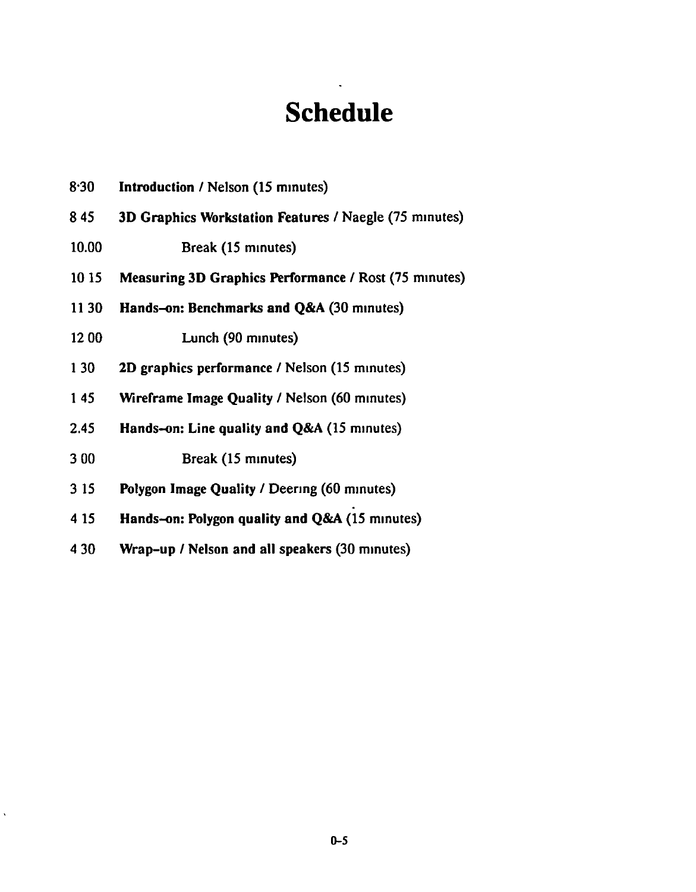# Schedule

8:30 **Introduction** / Nelson (15 minutes)

8:45 **3D Graphics Workstation Features** / Naegle (75 minutes)

10:00 Break (15 minutes)

10:15 **Measuring 3D Graphics Performance** / Rost (75 minutes)

11:30 **Hands-on: Benchmarks and Q&A** (30 minutes)

12:00 Lunch (90 minutes)

1:30 **2D graphics performance** / Nelson (15 minutes)

1:45 **Wireframe Image Quality** / Nelson (60 minutes)

2:45 **Hands-on: Line quality and Q&A** (15 minutes)

3:00 Break (15 minutes)

3:15 **Polygon Image Quality** / Deering (60 minutes)

4:15 **Hands-on: Polygon quality and Q&A** (15 minutes)

4:30 **Wrap-up / Nelson and all speakers** (30 minutes)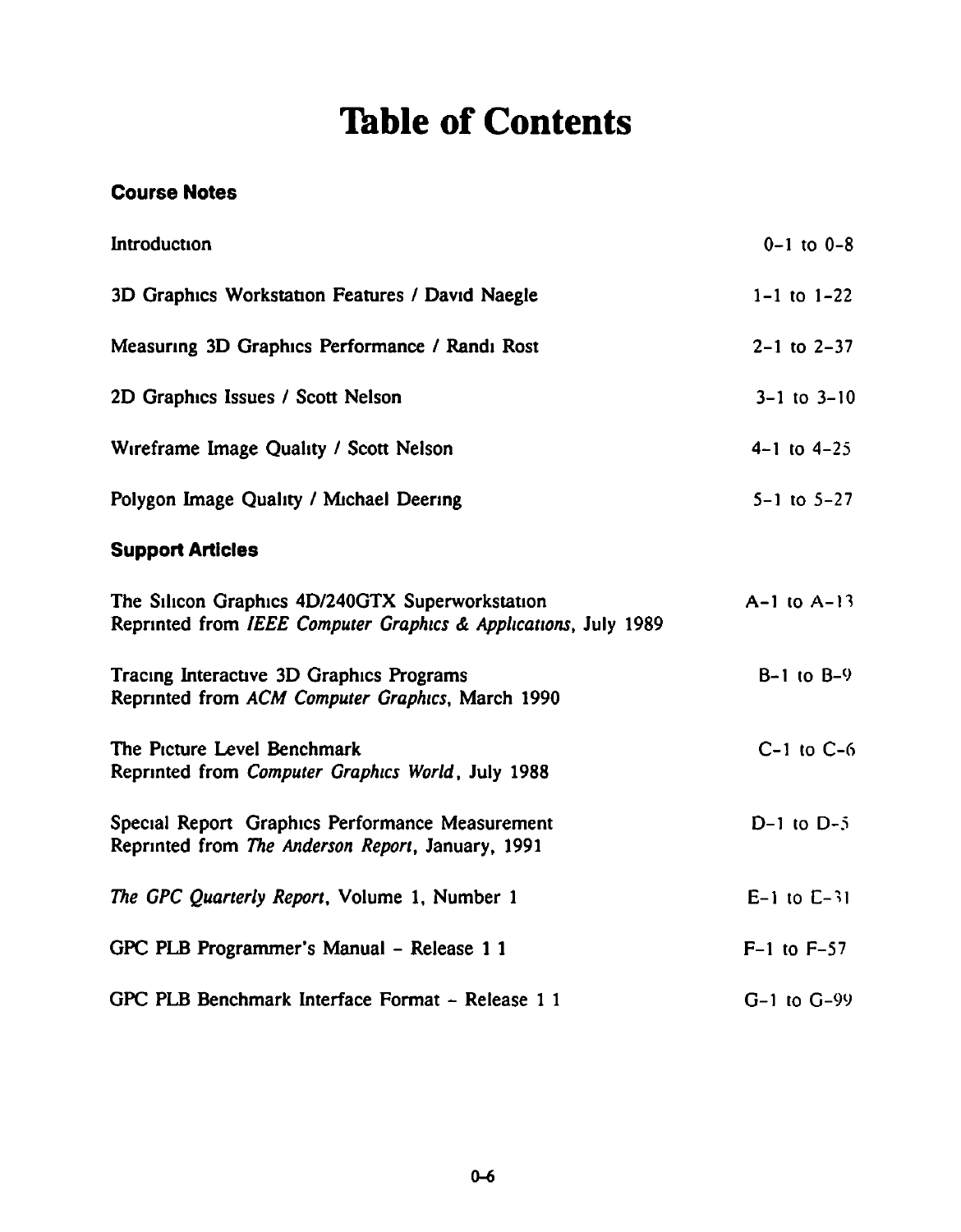# Table of Contents

### Course Notes

| | |
|---|---|
| Introduction | 0–1 to 0–8 |
| 3D Graphics Workstation Features / David Naegle | 1–1 to 1–22 |
| Measuring 3D Graphics Performance / Randi Rost | 2–1 to 2–37 |
| 2D Graphics Issues / Scott Nelson | 3–1 to 3–10 |
| Wireframe Image Quality / Scott Nelson | 4–1 to 4–25 |
| Polygon Image Quality / Michael Deering | 5–1 to 5–27 |

### Support Articles

| | |
|---|---|
| The Silicon Graphics 4D/240GTX Superworkstation<br>Reprinted from *IEEE Computer Graphics & Applications*, July 1989 | A–1 to A–13 |
| Tracing Interactive 3D Graphics Programs<br>Reprinted from *ACM Computer Graphics*, March 1990 | B–1 to B–9 |
| The Picture Level Benchmark<br>Reprinted from *Computer Graphics World*, July 1988 | C–1 to C–6 |
| Special Report Graphics Performance Measurement<br>Reprinted from *The Anderson Report*, January, 1991 | D–1 to D–5 |
| *The GPC Quarterly Report*, Volume 1, Number 1 | E–1 to E–31 |
| GPC PLB Programmer's Manual – Release 1 1 | F–1 to F–57 |
| GPC PLB Benchmark Interface Format – Release 1 1 | G–1 to G–99 |